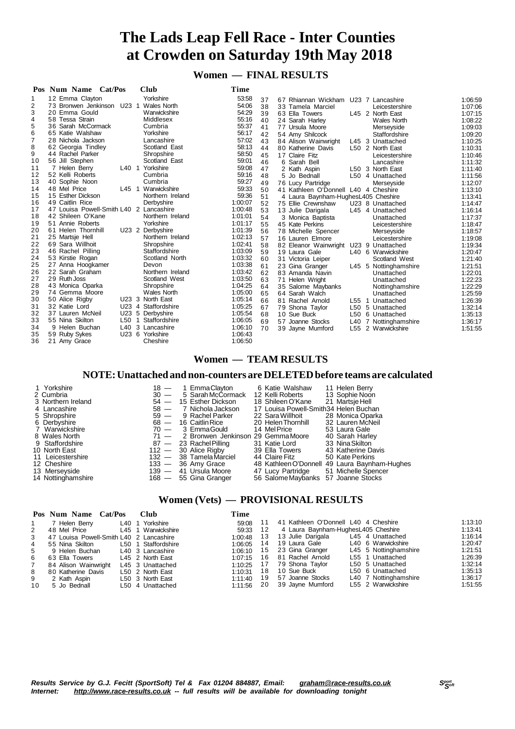# The Lads Leap Fell Race - Inter Counties at Crowden on Saturday 19th May 2018

## Women — FINAL RESULTS

| Pos | Num | Name | Cat/Pos | Club | Time |
|---|---|---|---|---|---|
| 1 | 12 | Emma Clayton | | Yorkshire | 53:58 |
| 2 | 73 | Bronwen Jenkinson | U23 1 | Wales North | 54:06 |
| 3 | 20 | Emma Gould | | Warwickshire | 54:29 |
| 4 | 58 | Tessa Strain | | Middlesex | 55:16 |
| 5 | 36 | Sarah McCormack | | Cumbria | 55:37 |
| 6 | 65 | Katie Walshaw | | Yorkshire | 56:17 |
| 7 | 28 | Nichola Jackson | | Lancashire | 57:02 |
| 8 | 62 | Georgia Tindley | | Scotland East | 58:13 |
| 9 | 44 | Rachel Parker | | Shropshire | 58:50 |
| 10 | 56 | Jill Stephen | | Scotland East | 59:01 |
| 11 | 7 | Helen Berry | L40 1 | Yorkshire | 59:08 |
| 12 | 52 | Kelli Roberts | | Cumbria | 59:16 |
| 13 | 40 | Sophie Noon | | Cumbria | 59:27 |
| 14 | 48 | Mel Price | L45 1 | Warwickshire | 59:33 |
| 15 | 15 | Esther Dickson | | Northern Ireland | 59:36 |
| 16 | 49 | Caitlin Rice | | Derbyshire | 1:00:07 |
| 17 | 47 | Louisa Powell-Smith | L40 2 | Lancashire | 1:00:48 |
| 18 | 42 | Shileen O'Kane | | Northern Ireland | 1:01:01 |
| 19 | 51 | Annie Roberts | | Yorkshire | 1:01:17 |
| 20 | 61 | Helen Thornhill | U23 2 | Derbyshire | 1:01:39 |
| 21 | 25 | Martsje Hell | | Northern Ireland | 1:02:13 |
| 22 | 69 | Sara Willhoit | | Shropshire | 1:02:41 |
| 23 | 46 | Rachel Pilling | | Staffordshire | 1:03:09 |
| 24 | 53 | Kirstie Rogan | | Scotland North | 1:03:32 |
| 25 | 27 | Anna Hoogkamer | | Devon | 1:03:38 |
| 26 | 22 | Sarah Graham | | Northern Ireland | 1:03:42 |
| 27 | 29 | Ruth Joss | | Scotland West | 1:03:50 |
| 28 | 43 | Monica Oparka | | Shropshire | 1:04:25 |
| 29 | 74 | Gemma Moore | | Wales North | 1:05:00 |
| 30 | 50 | Alice Rigby | U23 3 | North East | 1:05:14 |
| 31 | 32 | Katie Lord | U23 4 | Staffordshire | 1:05:25 |
| 32 | 37 | Lauren McNeil | U23 5 | Derbyshire | 1:05:54 |
| 33 | 55 | Nina Skilton | L50 1 | Staffordshire | 1:06:05 |
| 34 | 9 | Helen Buchan | L40 3 | Lancashire | 1:06:10 |
| 35 | 59 | Ruby Sykes | U23 6 | Yorkshire | 1:06:43 |
| 36 | 21 | Amy Grace | | Cheshire | 1:06:50 |
| 37 | 67 | Rhiannan Wickham | U23 7 | Lancashire | 1:06:59 |
| 38 | 33 | Tamela Marciel | | Leicestershire | 1:07:06 |
| 39 | 63 | Ella Towers | L45 2 | North East | 1:07:15 |
| 40 | 24 | Sarah Harley | | Wales North | 1:08:22 |
| 41 | 77 | Ursula Moore | | Merseyside | 1:09:03 |
| 42 | 54 | Amy Shilcock | | Staffordshire | 1:09:20 |
| 43 | 84 | Alison Wainwright | L45 3 | Unattached | 1:10:25 |
| 44 | 80 | Katherine Davis | L50 2 | North East | 1:10:31 |
| 45 | 17 | Claire Fitz | | Leicestershire | 1:10:46 |
| 46 | 6 | Sarah Bell | | Lancashire | 1:11:32 |
| 47 | 2 | Kath Aspin | L50 3 | North East | 1:11:40 |
| 48 | 5 | Jo Bednall | L50 4 | Unattached | 1:11:56 |
| 49 | 76 | Lucy Partridge | | Merseyside | 1:12:07 |
| 50 | 41 | Kathleen O'Donnell | L40 4 | Cheshire | 1:13:10 |
| 51 | 4 | Laura Baynham-Hughes | L40 5 | Cheshire | 1:13:41 |
| 52 | 75 | Ellie Crewnshaw | U23 8 | Unattached | 1:14:47 |
| 53 | 13 | Julie Darigala | L45 4 | Unattached | 1:16:14 |
| 54 | 3 | Monica Baptista | | Unattached | 1:17:37 |
| 55 | 45 | Kate Perkins | | Leicestershire | 1:18:47 |
| 56 | 78 | Michelle Spencer | | Merseyside | 1:18:57 |
| 57 | 16 | Lauren Elmore | | Leicestershire | 1:19:08 |
| 58 | 82 | Eleanor Wainwright | U23 9 | Unattached | 1:19:34 |
| 59 | 19 | Laura Gale | L40 6 | Warwickshire | 1:20:47 |
| 60 | 31 | Victoria Leiper | | Scotland West | 1:21:40 |
| 61 | 23 | Gina Granger | L45 5 | Nottinghamshire | 1:21:51 |
| 62 | 83 | Amanda Navin | | Unattached | 1:22:01 |
| 63 | 71 | Helen Wright | | Unattached | 1:22:23 |
| 64 | 35 | Salome Maybanks | | Nottinghamshire | 1:22:29 |
| 65 | 64 | Sarah Walch | | Unattached | 1:25:59 |
| 66 | 81 | Rachel Arnold | L55 1 | Unattached | 1:26:39 |
| 67 | 79 | Shona Taylor | L50 5 | Unattached | 1:32:14 |
| 68 | 10 | Sue Buck | L50 6 | Unattached | 1:35:13 |
| 69 | 57 | Joanne Stocks | L40 7 | Nottinghamshire | 1:36:17 |
| 70 | 39 | Jayne Mumford | L55 2 | Warwickshire | 1:51:55 |

## Women — TEAM RESULTS

### NOTE: Unattached and non-counters are DELETED before teams are calculated

| Pos | Team | Points | 1st | 2nd | 3rd |
|---|---|---|---|---|---|
| 1 | Yorkshire | 18 | 1 Emma Clayton | 6 Katie Walshaw | 11 Helen Berry |
| 2 | Cumbria | 30 | 5 Sarah McCormack | 12 Kelli Roberts | 13 Sophie Noon |
| 3 | Northern Ireland | 54 | 15 Esther Dickson | 18 Shileen O'Kane | 21 Martsje Hell |
| 4 | Lancashire | 58 | 7 Nichola Jackson | 17 Louisa Powell-Smith | 34 Helen Buchan |
| 5 | Shropshire | 59 | 9 Rachel Parker | 22 Sara Willhoit | 28 Monica Oparka |
| 6 | Derbyshire | 68 | 16 Caitlin Rice | 20 Helen Thornhill | 32 Lauren McNeil |
| 7 | Warwickshire | 70 | 3 Emma Gould | 14 Mel Price | 53 Laura Gale |
| 8 | Wales North | 71 | 2 Bronwen Jenkinson | 29 Gemma Moore | 40 Sarah Harley |
| 9 | Staffordshire | 87 | 23 Rachel Pilling | 31 Katie Lord | 33 Nina Skilton |
| 10 | North East | 112 | 30 Alice Rigby | 39 Ella Towers | 43 Katherine Davis |
| 11 | Leicestershire | 132 | 38 Tamela Marciel | 44 Claire Fitz | 50 Kate Perkins |
| 12 | Cheshire | 133 | 36 Amy Grace | 48 Kathleen O'Donnell | 49 Laura Baynham-Hughes |
| 13 | Merseyside | 139 | 41 Ursula Moore | 47 Lucy Partridge | 51 Michelle Spencer |
| 14 | Nottinghamshire | 168 | 55 Gina Granger | 56 Salome Maybanks | 57 Joanne Stocks |

## Women (Vets) — PROVISIONAL RESULTS

| Pos | Num | Name | Cat/Pos | Club | Time |
|---|---|---|---|---|---|
| 1 | 7 | Helen Berry | L40 1 | Yorkshire | 59:08 |
| 2 | 48 | Mel Price | L45 1 | Warwickshire | 59:33 |
| 3 | 47 | Louisa Powell-Smith | L40 2 | Lancashire | 1:00:48 |
| 4 | 55 | Nina Skilton | L50 1 | Staffordshire | 1:06:05 |
| 5 | 9 | Helen Buchan | L40 3 | Lancashire | 1:06:10 |
| 6 | 63 | Ella Towers | L45 2 | North East | 1:07:15 |
| 7 | 84 | Alison Wainwright | L45 3 | Unattached | 1:10:25 |
| 8 | 80 | Katherine Davis | L50 2 | North East | 1:10:31 |
| 9 | 2 | Kath Aspin | L50 3 | North East | 1:11:40 |
| 10 | 5 | Jo Bednall | L50 4 | Unattached | 1:11:56 |
| 11 | 41 | Kathleen O'Donnell | L40 4 | Cheshire | 1:13:10 |
| 12 | 4 | Laura Baynham-Hughes | L40 5 | Cheshire | 1:13:41 |
| 13 | 13 | Julie Darigala | L45 4 | Unattached | 1:16:14 |
| 14 | 19 | Laura Gale | L40 6 | Warwickshire | 1:20:47 |
| 15 | 23 | Gina Granger | L45 5 | Nottinghamshire | 1:21:51 |
| 16 | 81 | Rachel Arnold | L55 1 | Unattached | 1:26:39 |
| 17 | 79 | Shona Taylor | L50 5 | Unattached | 1:32:14 |
| 18 | 10 | Sue Buck | L50 6 | Unattached | 1:35:13 |
| 19 | 57 | Joanne Stocks | L40 7 | Nottinghamshire | 1:36:17 |
| 20 | 39 | Jayne Mumford | L55 2 | Warwickshire | 1:51:55 |

*Results Service by G.J. Fecitt (SportSoft) Tel & Fax 01204 884887, Email: graham@race-results.co.uk*
*Internet: http://www.race-results.co.uk -- full results will be available for downloading tonight*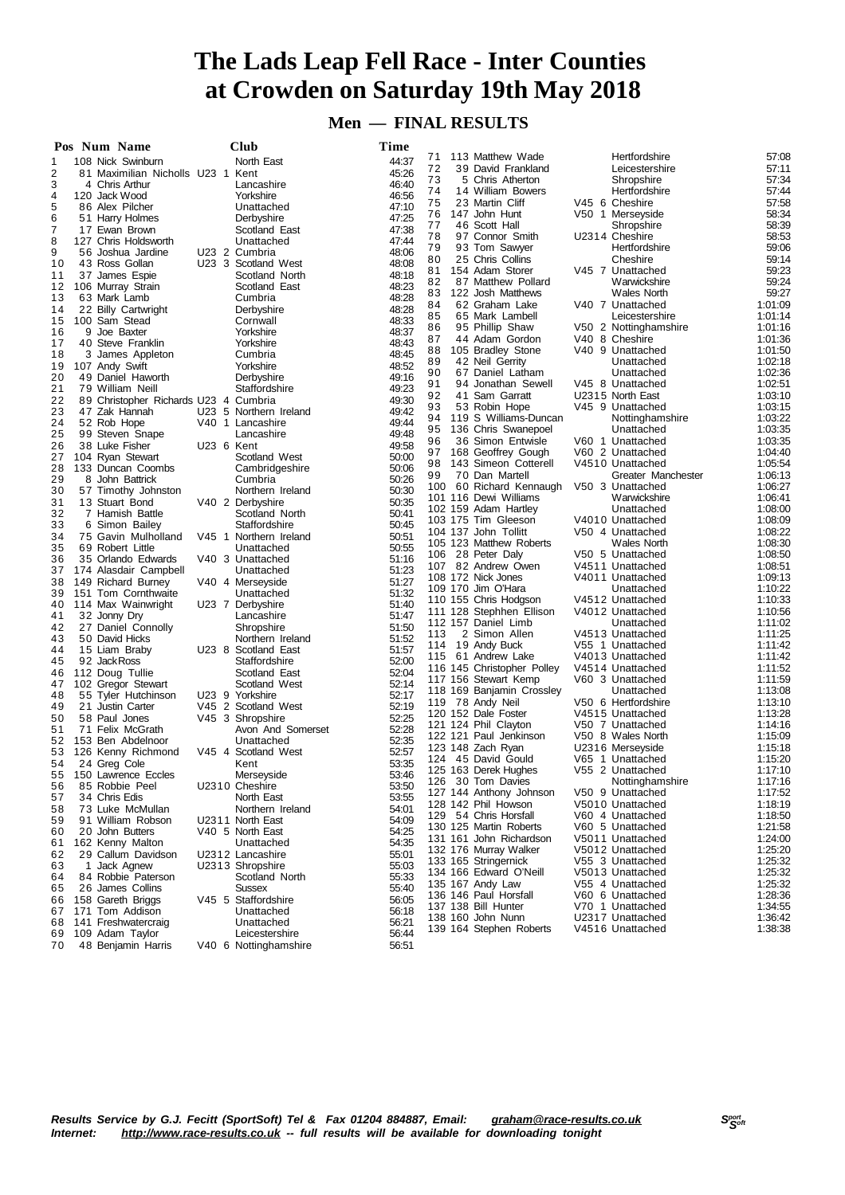# The Lads Leap Fell Race - Inter Counties at Crowden on Saturday 19th May 2018

## Men — FINAL RESULTS

| Pos | Num | Name | Cat | Club | Time |
|---|---|---|---|---|---|
| 1 | 108 | Nick Swinburn | | North East | 44:37 |
| 2 | 81 | Maximilian Nicholls | U23 1 | Kent | 45:26 |
| 3 | 4 | Chris Arthur | | Lancashire | 46:40 |
| 4 | 120 | Jack Wood | | Yorkshire | 46:56 |
| 5 | 86 | Alex Pilcher | | Unattached | 47:10 |
| 6 | 51 | Harry Holmes | | Derbyshire | 47:25 |
| 7 | 17 | Ewan Brown | | Scotland East | 47:38 |
| 8 | 127 | Chris Holdsworth | | Unattached | 47:44 |
| 9 | 56 | Joshua Jardine | U23 2 | Cumbria | 48:06 |
| 10 | 43 | Ross Gollan | U23 3 | Scotland West | 48:08 |
| 11 | 37 | James Espie | | Scotland North | 48:18 |
| 12 | 106 | Murray Strain | | Scotland East | 48:23 |
| 13 | 63 | Mark Lamb | | Cumbria | 48:28 |
| 14 | 22 | Billy Cartwright | | Derbyshire | 48:28 |
| 15 | 100 | Sam Stead | | Cornwall | 48:33 |
| 16 | 9 | Joe Baxter | | Yorkshire | 48:37 |
| 17 | 40 | Steve Franklin | | Yorkshire | 48:43 |
| 18 | 3 | James Appleton | | Cumbria | 48:45 |
| 19 | 107 | Andy Swift | | Yorkshire | 48:52 |
| 20 | 49 | Daniel Haworth | | Derbyshire | 49:16 |
| 21 | 79 | William Neill | | Staffordshire | 49:23 |
| 22 | 89 | Christopher Richards | U23 4 | Cumbria | 49:30 |
| 23 | 47 | Zak Hannah | U23 5 | Northern Ireland | 49:42 |
| 24 | 52 | Rob Hope | V40 1 | Lancashire | 49:44 |
| 25 | 99 | Steven Snape | | Lancashire | 49:48 |
| 26 | 38 | Luke Fisher | U23 6 | Kent | 49:58 |
| 27 | 104 | Ryan Stewart | | Scotland West | 50:00 |
| 28 | 133 | Duncan Coombs | | Cambridgeshire | 50:06 |
| 29 | 8 | John Battrick | | Cumbria | 50:26 |
| 30 | 57 | Timothy Johnston | | Northern Ireland | 50:30 |
| 31 | 13 | Stuart Bond | V40 2 | Derbyshire | 50:35 |
| 32 | 7 | Hamish Battle | | Scotland North | 50:41 |
| 33 | 6 | Simon Bailey | | Staffordshire | 50:45 |
| 34 | 75 | Gavin Mulholland | V45 1 | Northern Ireland | 50:51 |
| 35 | 69 | Robert Little | | Unattached | 50:55 |
| 36 | 35 | Orlando Edwards | V40 3 | Unattached | 51:16 |
| 37 | 174 | Alasdair Campbell | | Unattached | 51:23 |
| 38 | 149 | Richard Burney | V40 4 | Merseyside | 51:27 |
| 39 | 151 | Tom Cornthwaite | | Unattached | 51:32 |
| 40 | 114 | Max Wainwright | U23 7 | Derbyshire | 51:40 |
| 41 | 32 | Jonny Dry | | Lancashire | 51:47 |
| 42 | 27 | Daniel Connolly | | Shropshire | 51:50 |
| 43 | 50 | David Hicks | | Northern Ireland | 51:52 |
| 44 | 15 | Liam Braby | U23 8 | Scotland East | 51:57 |
| 45 | 92 | JackRoss | | Staffordshire | 52:00 |
| 46 | 112 | Doug Tullie | | Scotland East | 52:04 |
| 47 | 102 | Gregor Stewart | | Scotland West | 52:14 |
| 48 | 55 | Tyler Hutchinson | U23 9 | Yorkshire | 52:17 |
| 49 | 21 | Justin Carter | V45 2 | Scotland West | 52:19 |
| 50 | 58 | Paul Jones | V45 3 | Shropshire | 52:25 |
| 51 | 71 | Felix McGrath | | Avon And Somerset | 52:28 |
| 52 | 153 | Ben Abdelnoor | | Unattached | 52:35 |
| 53 | 126 | Kenny Richmond | V45 4 | Scotland West | 52:57 |
| 54 | 24 | Greg Cole | | Kent | 53:35 |
| 55 | 150 | Lawrence Eccles | | Merseyside | 53:46 |
| 56 | 85 | Robbie Peel | U2310 | Cheshire | 53:50 |
| 57 | 34 | Chris Edis | | North East | 53:55 |
| 58 | 73 | Luke McMullan | | Northern Ireland | 54:01 |
| 59 | 91 | William Robson | U2311 | North East | 54:09 |
| 60 | 20 | John Butters | V40 5 | North East | 54:25 |
| 61 | 162 | Kenny Malton | | Unattached | 54:35 |
| 62 | 29 | Callum Davidson | U2312 | Lancashire | 55:01 |
| 63 | 1 | Jack Agnew | U2313 | Shropshire | 55:03 |
| 64 | 84 | Robbie Paterson | | Scotland North | 55:33 |
| 65 | 26 | James Collins | | Sussex | 55:40 |
| 66 | 158 | Gareth Briggs | V45 5 | Staffordshire | 56:05 |
| 67 | 171 | Tom Addison | | Unattached | 56:18 |
| 68 | 141 | Freshwatercraig | | Unattached | 56:21 |
| 69 | 109 | Adam Taylor | | Leicestershire | 56:44 |
| 70 | 48 | Benjamin Harris | V40 6 | Nottinghamshire | 56:51 |
| 71 | 113 | Matthew Wade | | Hertfordshire | 57:08 |
| 72 | 39 | David Frankland | | Leicestershire | 57:11 |
| 73 | 5 | Chris Atherton | | Shropshire | 57:34 |
| 74 | 14 | William Bowers | | Hertfordshire | 57:44 |
| 75 | 23 | Martin Cliff | V45 6 | Cheshire | 57:58 |
| 76 | 147 | John Hunt | V50 1 | Merseyside | 58:34 |
| 77 | 46 | Scott Hall | | Shropshire | 58:39 |
| 78 | 97 | Connor Smith | U2314 | Cheshire | 58:53 |
| 79 | 93 | Tom Sawyer | | Hertfordshire | 59:06 |
| 80 | 25 | Chris Collins | | Cheshire | 59:14 |
| 81 | 154 | Adam Storer | V45 7 | Unattached | 59:23 |
| 82 | 87 | Matthew Pollard | | Warwickshire | 59:24 |
| 83 | 122 | Josh Matthews | | Wales North | 59:27 |
| 84 | 62 | Graham Lake | V40 7 | Unattached | 1:01:09 |
| 85 | 65 | Mark Lambell | | Leicestershire | 1:01:14 |
| 86 | 95 | Phillip Shaw | V50 2 | Nottinghamshire | 1:01:16 |
| 87 | 44 | Adam Gordon | V40 8 | Cheshire | 1:01:36 |
| 88 | 105 | Bradley Stone | V40 9 | Unattached | 1:01:50 |
| 89 | 42 | Neil Gerrity | | Unattached | 1:02:18 |
| 90 | 67 | Daniel Latham | | Unattached | 1:02:36 |
| 91 | 94 | Jonathan Sewell | V45 8 | Unattached | 1:02:51 |
| 92 | 41 | Sam Garratt | U2315 | North East | 1:03:10 |
| 93 | 53 | Robin Hope | V45 9 | Unattached | 1:03:15 |
| 94 | 119 | S Williams-Duncan | | Nottinghamshire | 1:03:22 |
| 95 | 136 | Chris Swanepoel | | Unattached | 1:03:35 |
| 96 | 36 | Simon Entwisle | V60 1 | Unattached | 1:03:35 |
| 97 | 168 | Geoffrey Gough | V60 2 | Unattached | 1:04:40 |
| 98 | 143 | Simeon Cotterell | V4510 | Unattached | 1:05:54 |
| 99 | 70 | Dan Martell | | Greater Manchester | 1:06:13 |
| 100 | 60 | Richard Kennaugh | V50 3 | Unattached | 1:06:27 |
| 101 | 116 | Dewi Williams | | Warwickshire | 1:06:41 |
| 102 | 159 | Adam Hartley | | Unattached | 1:08:00 |
| 103 | 175 | Tim Gleeson | V4010 | Unattached | 1:08:09 |
| 104 | 137 | John Tollitt | V50 4 | Unattached | 1:08:22 |
| 105 | 123 | Matthew Roberts | | Wales North | 1:08:30 |
| 106 | 28 | Peter Daly | V50 5 | Unattached | 1:08:50 |
| 107 | 82 | Andrew Owen | V4511 | Unattached | 1:08:51 |
| 108 | 172 | Nick Jones | V4011 | Unattached | 1:09:13 |
| 109 | 170 | Jim O'Hara | | Unattached | 1:10:22 |
| 110 | 155 | Chris Hodgson | V4512 | Unattached | 1:10:33 |
| 111 | 128 | Stephhen Ellison | V4012 | Unattached | 1:10:56 |
| 112 | 157 | Daniel Limb | | Unattached | 1:11:02 |
| 113 | 2 | Simon Allen | V4513 | Unattached | 1:11:25 |
| 114 | 19 | Andy Buck | V55 1 | Unattached | 1:11:42 |
| 115 | 61 | Andrew Lake | V4013 | Unattached | 1:11:42 |
| 116 | 145 | Christopher Polley | V4514 | Unattached | 1:11:52 |
| 117 | 156 | Stewart Kemp | V60 3 | Unattached | 1:11:59 |
| 118 | 169 | Banjamin Crossley | | Unattached | 1:13:08 |
| 119 | 78 | Andy Neil | V50 6 | Hertfordshire | 1:13:10 |
| 120 | 152 | Dale Foster | V4515 | Unattached | 1:13:28 |
| 121 | 124 | Phil Clayton | V50 7 | Unattached | 1:14:16 |
| 122 | 121 | Paul Jenkinson | V50 8 | Wales North | 1:15:09 |
| 123 | 148 | Zach Ryan | U2316 | Merseyside | 1:15:18 |
| 124 | 45 | David Gould | V65 1 | Unattached | 1:15:20 |
| 125 | 163 | Derek Hughes | V55 2 | Unattached | 1:17:10 |
| 126 | 30 | Tom Davies | | Nottinghamshire | 1:17:16 |
| 127 | 144 | Anthony Johnson | V50 9 | Unattached | 1:17:52 |
| 128 | 142 | Phil Howson | V5010 | Unattached | 1:18:19 |
| 129 | 54 | Chris Horsfall | V60 4 | Unattached | 1:18:50 |
| 130 | 125 | Martin Roberts | V60 5 | Unattached | 1:21:58 |
| 131 | 161 | John Richardson | V5011 | Unattached | 1:24:00 |
| 132 | 176 | Murray Walker | V5012 | Unattached | 1:25:20 |
| 133 | 165 | Stringernick | V55 3 | Unattached | 1:25:32 |
| 134 | 166 | Edward O'Neill | V5013 | Unattached | 1:25:32 |
| 135 | 167 | Andy Law | V55 4 | Unattached | 1:25:32 |
| 136 | 146 | Paul Horsfall | V60 6 | Unattached | 1:28:36 |
| 137 | 138 | Bill Hunter | V70 1 | Unattached | 1:34:55 |
| 138 | 160 | John Nunn | U2317 | Unattached | 1:36:42 |
| 139 | 164 | Stephen Roberts | V4516 | Unattached | 1:38:38 |

*Results Service by G.J. Fecitt (SportSoft) Tel & Fax 01204 884887, Email: graham@race-results.co.uk*
*Internet: http://www.race-results.co.uk -- full results will be available for downloading tonight*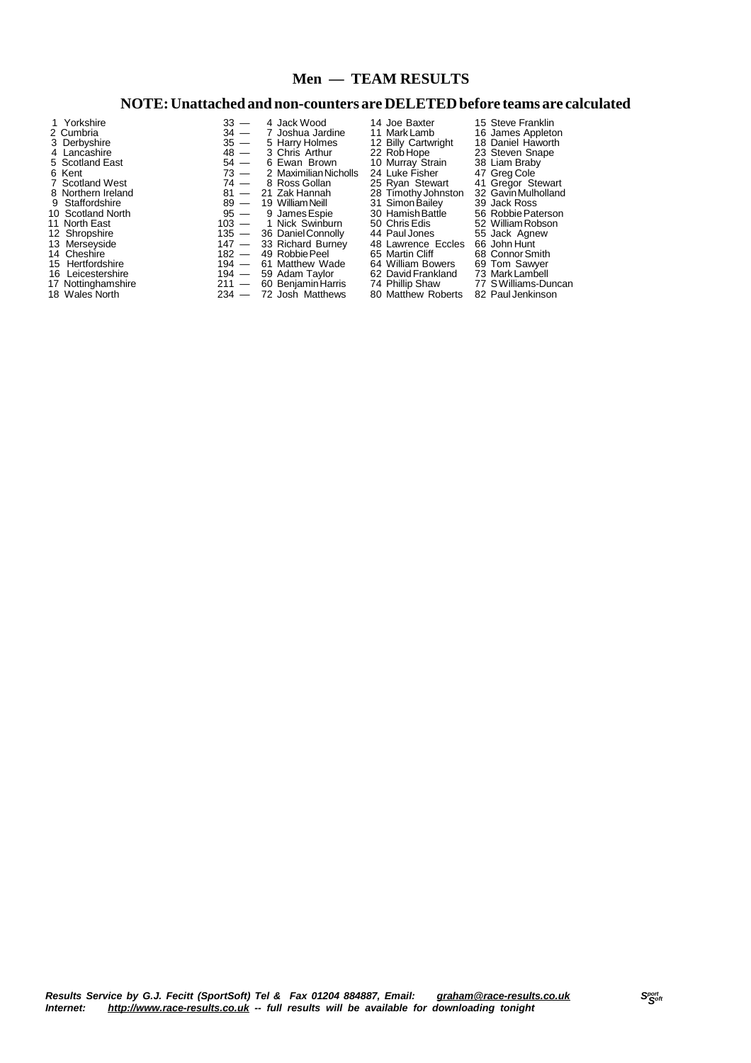## Men — TEAM RESULTS

### NOTE: Unattached and non-counters are DELETED before teams are calculated

| | | | | | |
|---|---|---|---|---|---|
| 1 Yorkshire | 33 — | 4 Jack Wood | 14 Joe Baxter | 15 Steve Franklin |
| 2 Cumbria | 34 — | 7 Joshua Jardine | 11 Mark Lamb | 16 James Appleton |
| 3 Derbyshire | 35 — | 5 Harry Holmes | 12 Billy Cartwright | 18 Daniel Haworth |
| 4 Lancashire | 48 — | 3 Chris Arthur | 22 Rob Hope | 23 Steven Snape |
| 5 Scotland East | 54 — | 6 Ewan Brown | 10 Murray Strain | 38 Liam Braby |
| 6 Kent | 73 — | 2 Maximilian Nicholls | 24 Luke Fisher | 47 Greg Cole |
| 7 Scotland West | 74 — | 8 Ross Gollan | 25 Ryan Stewart | 41 Gregor Stewart |
| 8 Northern Ireland | 81 — | 21 Zak Hannah | 28 Timothy Johnston | 32 Gavin Mulholland |
| 9 Staffordshire | 89 — | 19 William Neill | 31 Simon Bailey | 39 Jack Ross |
| 10 Scotland North | 95 — | 9 James Espie | 30 Hamish Battle | 56 Robbie Paterson |
| 11 North East | 103 — | 1 Nick Swinburn | 50 Chris Edis | 52 William Robson |
| 12 Shropshire | 135 — | 36 Daniel Connolly | 44 Paul Jones | 55 Jack Agnew |
| 13 Merseyside | 147 — | 33 Richard Burney | 48 Lawrence Eccles | 66 John Hunt |
| 14 Cheshire | 182 — | 49 Robbie Peel | 65 Martin Cliff | 68 Connor Smith |
| 15 Hertfordshire | 194 — | 61 Matthew Wade | 64 William Bowers | 69 Tom Sawyer |
| 16 Leicestershire | 194 — | 59 Adam Taylor | 62 David Frankland | 73 Mark Lambell |
| 17 Nottinghamshire | 211 — | 60 Benjamin Harris | 74 Phillip Shaw | 77 S Williams-Duncan |
| 18 Wales North | 234 — | 72 Josh Matthews | 80 Matthew Roberts | 82 Paul Jenkinson |

*Results Service by G.J. Fecitt (SportSoft) Tel & Fax 01204 884887, Email: graham@race-results.co.uk*
*Internet: http://www.race-results.co.uk -- full results will be available for downloading tonight*